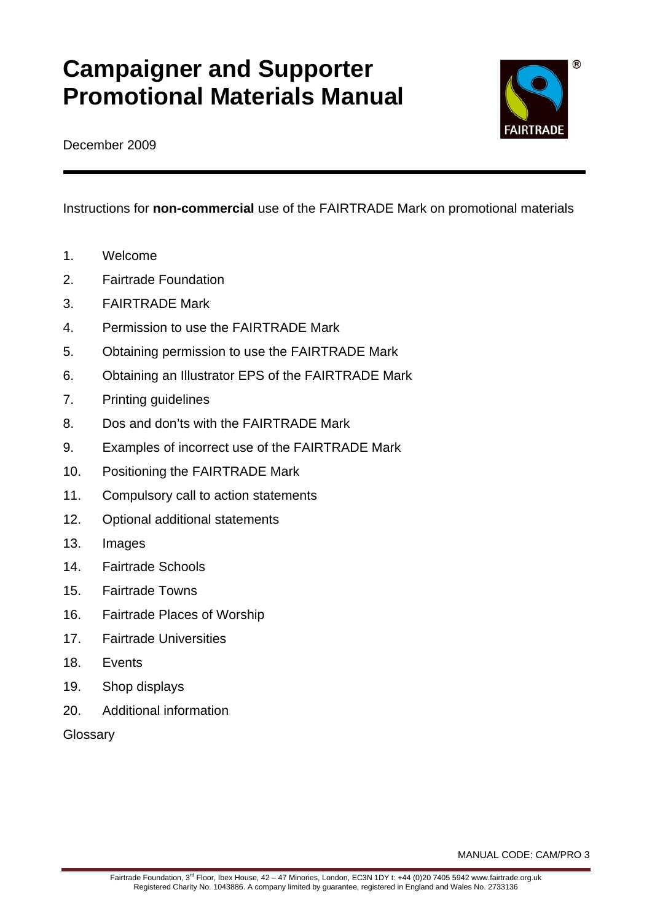# Campaigner and Supporter Promotional Materials Manual

December 2009

Instructions for **non-commercial** use of the FAIRTRADE Mark on promotional materials

1. Welcome
2. Fairtrade Foundation
3. FAIRTRADE Mark
4. Permission to use the FAIRTRADE Mark
5. Obtaining permission to use the FAIRTRADE Mark
6. Obtaining an Illustrator EPS of the FAIRTRADE Mark
7. Printing guidelines
8. Dos and don'ts with the FAIRTRADE Mark
9. Examples of incorrect use of the FAIRTRADE Mark
10. Positioning the FAIRTRADE Mark
11. Compulsory call to action statements
12. Optional additional statements
13. Images
14. Fairtrade Schools
15. Fairtrade Towns
16. Fairtrade Places of Worship
17. Fairtrade Universities
18. Events
19. Shop displays
20. Additional information

Glossary

MANUAL CODE: CAM/PRO 3

Fairtrade Foundation, 3rd Floor, Ibex House, 42 – 47 Minories, London, EC3N 1DY t: +44 (0)20 7405 5942 www.fairtrade.org.uk
Registered Charity No. 1043886. A company limited by guarantee, registered in England and Wales No. 2733136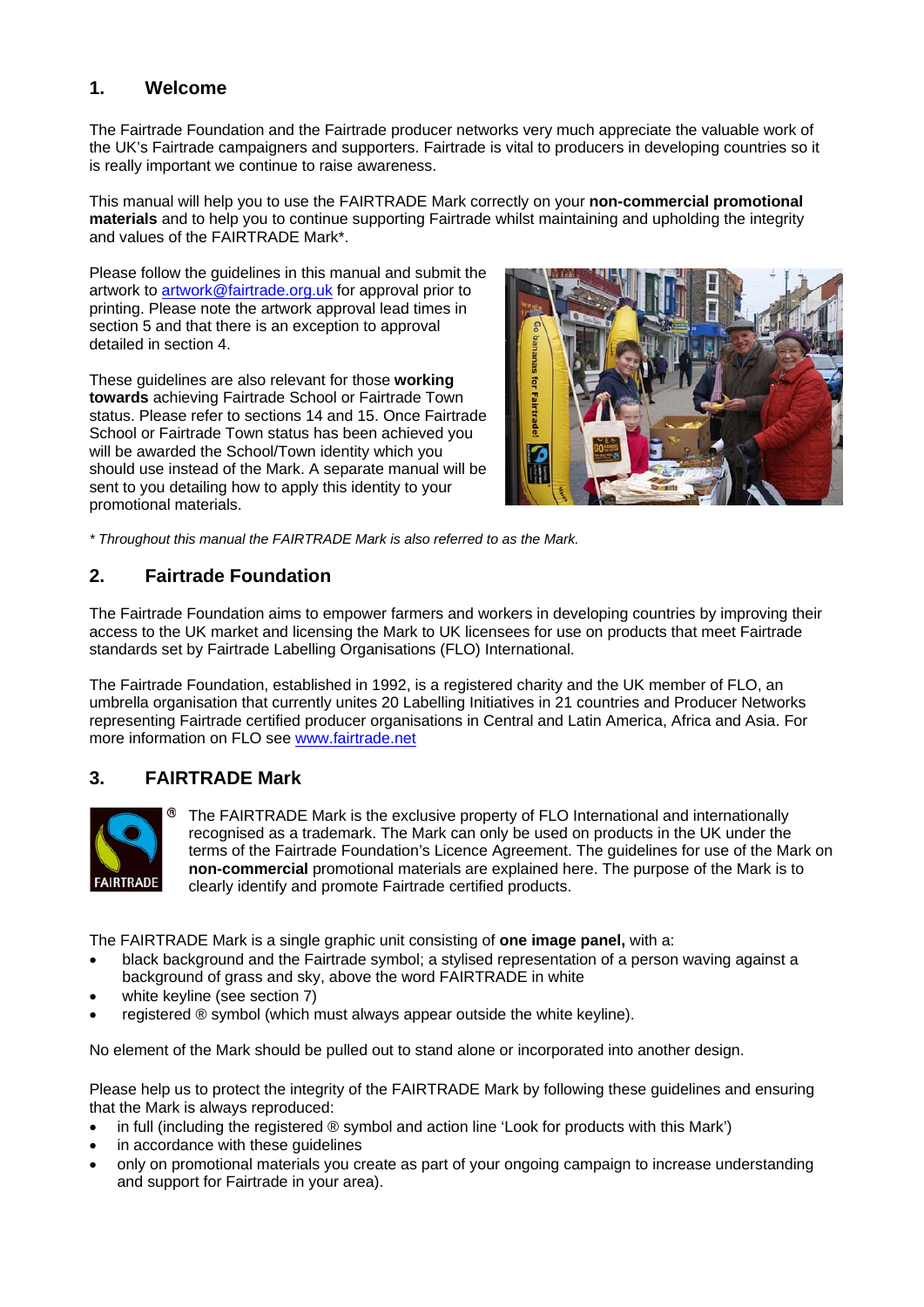## 1. Welcome

The Fairtrade Foundation and the Fairtrade producer networks very much appreciate the valuable work of the UK's Fairtrade campaigners and supporters. Fairtrade is vital to producers in developing countries so it is really important we continue to raise awareness.

This manual will help you to use the FAIRTRADE Mark correctly on your **non-commercial promotional materials** and to help you to continue supporting Fairtrade whilst maintaining and upholding the integrity and values of the FAIRTRADE Mark*.

Please follow the guidelines in this manual and submit the artwork to artwork@fairtrade.org.uk for approval prior to printing. Please note the artwork approval lead times in section 5 and that there is an exception to approval detailed in section 4.

These guidelines are also relevant for those **working towards** achieving Fairtrade School or Fairtrade Town status. Please refer to sections 14 and 15. Once Fairtrade School or Fairtrade Town status has been achieved you will be awarded the School/Town identity which you should use instead of the Mark. A separate manual will be sent to you detailing how to apply this identity to your promotional materials.

*\* Throughout this manual the FAIRTRADE Mark is also referred to as the Mark.*

## 2. Fairtrade Foundation

The Fairtrade Foundation aims to empower farmers and workers in developing countries by improving their access to the UK market and licensing the Mark to UK licensees for use on products that meet Fairtrade standards set by Fairtrade Labelling Organisations (FLO) International.

The Fairtrade Foundation, established in 1992, is a registered charity and the UK member of FLO, an umbrella organisation that currently unites 20 Labelling Initiatives in 21 countries and Producer Networks representing Fairtrade certified producer organisations in Central and Latin America, Africa and Asia. For more information on FLO see www.fairtrade.net

## 3. FAIRTRADE Mark

The FAIRTRADE Mark is the exclusive property of FLO International and internationally recognised as a trademark. The Mark can only be used on products in the UK under the terms of the Fairtrade Foundation's Licence Agreement. The guidelines for use of the Mark on **non-commercial** promotional materials are explained here. The purpose of the Mark is to clearly identify and promote Fairtrade certified products.

The FAIRTRADE Mark is a single graphic unit consisting of **one image panel,** with a:

- black background and the Fairtrade symbol; a stylised representation of a person waving against a background of grass and sky, above the word FAIRTRADE in white
- white keyline (see section 7)
- registered ® symbol (which must always appear outside the white keyline).

No element of the Mark should be pulled out to stand alone or incorporated into another design.

Please help us to protect the integrity of the FAIRTRADE Mark by following these guidelines and ensuring that the Mark is always reproduced:

- in full (including the registered ® symbol and action line 'Look for products with this Mark')
- in accordance with these guidelines
- only on promotional materials you create as part of your ongoing campaign to increase understanding and support for Fairtrade in your area).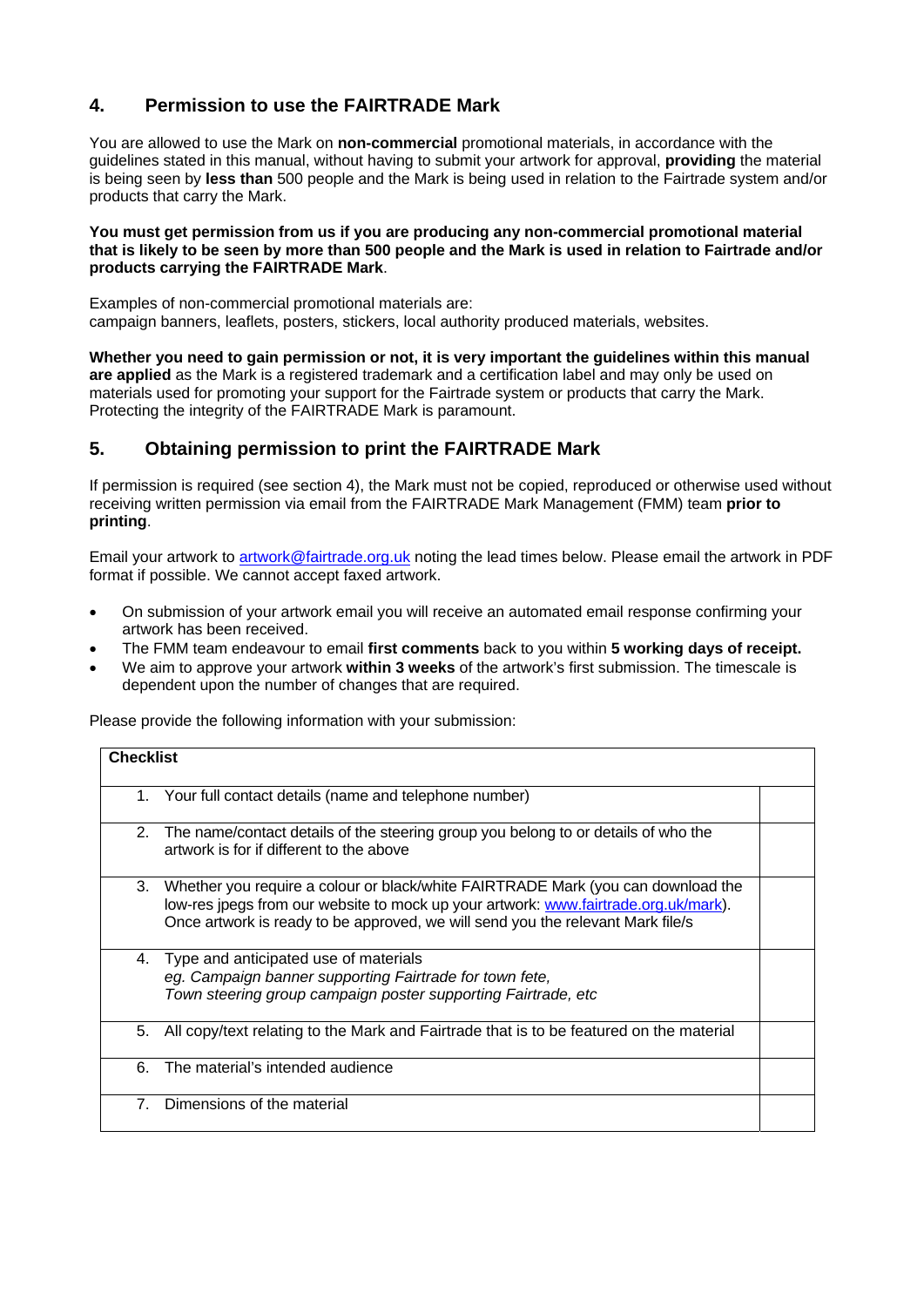## 4. Permission to use the FAIRTRADE Mark

You are allowed to use the Mark on **non-commercial** promotional materials, in accordance with the guidelines stated in this manual, without having to submit your artwork for approval, **providing** the material is being seen by **less than** 500 people and the Mark is being used in relation to the Fairtrade system and/or products that carry the Mark.

**You must get permission from us if you are producing any non-commercial promotional material that is likely to be seen by more than 500 people and the Mark is used in relation to Fairtrade and/or products carrying the FAIRTRADE Mark**.

Examples of non-commercial promotional materials are:
campaign banners, leaflets, posters, stickers, local authority produced materials, websites.

**Whether you need to gain permission or not, it is very important the guidelines within this manual are applied** as the Mark is a registered trademark and a certification label and may only be used on materials used for promoting your support for the Fairtrade system or products that carry the Mark. Protecting the integrity of the FAIRTRADE Mark is paramount.

## 5. Obtaining permission to print the FAIRTRADE Mark

If permission is required (see section 4), the Mark must not be copied, reproduced or otherwise used without receiving written permission via email from the FAIRTRADE Mark Management (FMM) team **prior to printing**.

Email your artwork to artwork@fairtrade.org.uk noting the lead times below. Please email the artwork in PDF format if possible. We cannot accept faxed artwork.

- On submission of your artwork email you will receive an automated email response confirming your artwork has been received.
- The FMM team endeavour to email **first comments** back to you within **5 working days of receipt.**
- We aim to approve your artwork **within 3 weeks** of the artwork's first submission. The timescale is dependent upon the number of changes that are required.

Please provide the following information with your submission:

| **Checklist** | |
|---|---|
| 1. Your full contact details (name and telephone number) | |
| 2. The name/contact details of the steering group you belong to or details of who the artwork is for if different to the above | |
| 3. Whether you require a colour or black/white FAIRTRADE Mark (you can download the low-res jpegs from our website to mock up your artwork: www.fairtrade.org.uk/mark). Once artwork is ready to be approved, we will send you the relevant Mark file/s | |
| 4. Type and anticipated use of materials *eg. Campaign banner supporting Fairtrade for town fete, Town steering group campaign poster supporting Fairtrade, etc* | |
| 5. All copy/text relating to the Mark and Fairtrade that is to be featured on the material | |
| 6. The material's intended audience | |
| 7. Dimensions of the material | |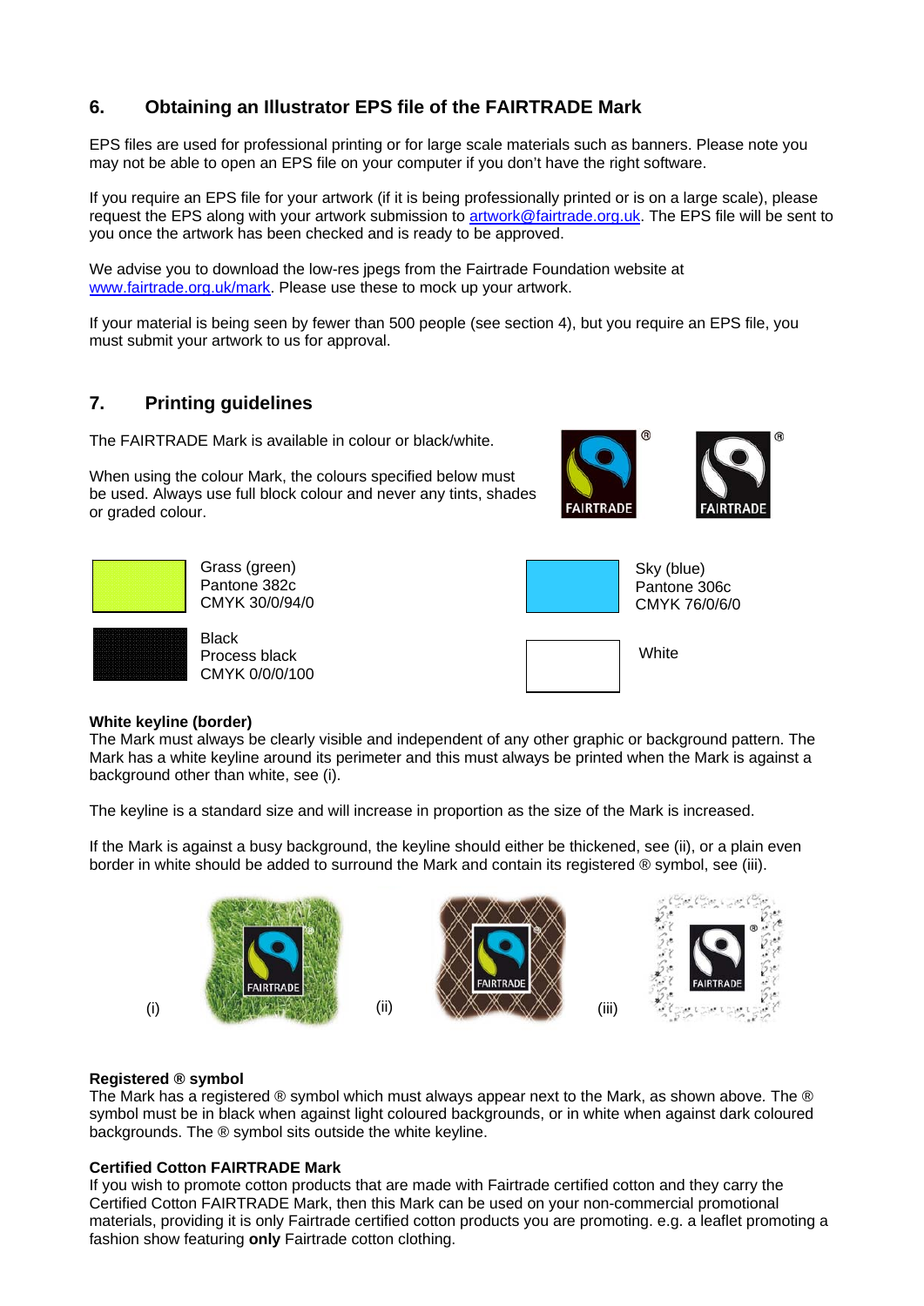## 6. Obtaining an Illustrator EPS file of the FAIRTRADE Mark

EPS files are used for professional printing or for large scale materials such as banners. Please note you may not be able to open an EPS file on your computer if you don't have the right software.

If you require an EPS file for your artwork (if it is being professionally printed or is on a large scale), please request the EPS along with your artwork submission to artwork@fairtrade.org.uk. The EPS file will be sent to you once the artwork has been checked and is ready to be approved.

We advise you to download the low-res jpegs from the Fairtrade Foundation website at www.fairtrade.org.uk/mark. Please use these to mock up your artwork.

If your material is being seen by fewer than 500 people (see section 4), but you require an EPS file, you must submit your artwork to us for approval.

## 7. Printing guidelines

The FAIRTRADE Mark is available in colour or black/white.

When using the colour Mark, the colours specified below must be used. Always use full block colour and never any tints, shades or graded colour.

Grass (green)
Pantone 382c
CMYK 30/0/94/0

Sky (blue)
Pantone 306c
CMYK 76/0/6/0

Black
Process black
CMYK 0/0/0/100

White

**White keyline (border)**
The Mark must always be clearly visible and independent of any other graphic or background pattern. The Mark has a white keyline around its perimeter and this must always be printed when the Mark is against a background other than white, see (i).

The keyline is a standard size and will increase in proportion as the size of the Mark is increased.

If the Mark is against a busy background, the keyline should either be thickened, see (ii), or a plain even border in white should be added to surround the Mark and contain its registered ® symbol, see (iii).

(i) (ii) (iii)

**Registered ® symbol**
The Mark has a registered ® symbol which must always appear next to the Mark, as shown above. The ® symbol must be in black when against light coloured backgrounds, or in white when against dark coloured backgrounds. The ® symbol sits outside the white keyline.

**Certified Cotton FAIRTRADE Mark**
If you wish to promote cotton products that are made with Fairtrade certified cotton and they carry the Certified Cotton FAIRTRADE Mark, then this Mark can be used on your non-commercial promotional materials, providing it is only Fairtrade certified cotton products you are promoting. e.g. a leaflet promoting a fashion show featuring **only** Fairtrade cotton clothing.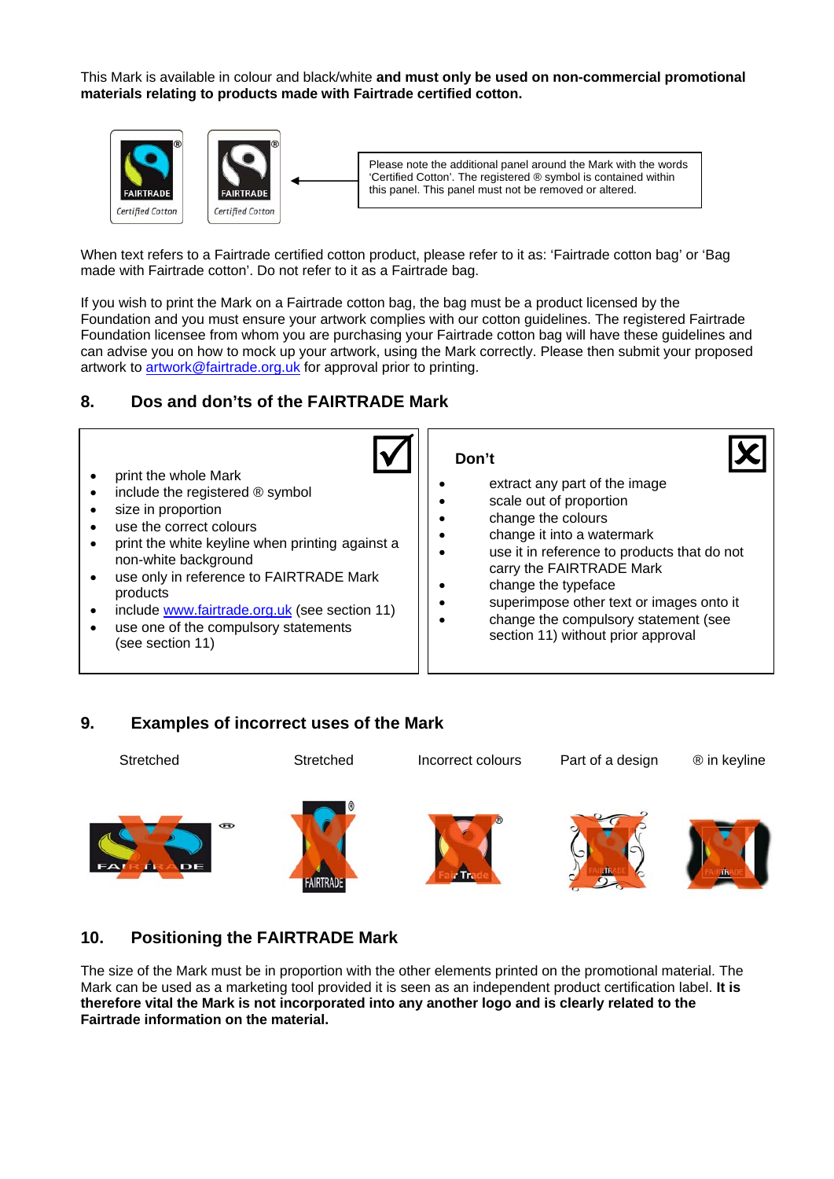This Mark is available in colour and black/white **and must only be used on non-commercial promotional materials relating to products made with Fairtrade certified cotton.**

Please note the additional panel around the Mark with the words 'Certified Cotton'. The registered ® symbol is contained within this panel. This panel must not be removed or altered.

When text refers to a Fairtrade certified cotton product, please refer to it as: 'Fairtrade cotton bag' or 'Bag made with Fairtrade cotton'. Do not refer to it as a Fairtrade bag.

If you wish to print the Mark on a Fairtrade cotton bag, the bag must be a product licensed by the Foundation and you must ensure your artwork complies with our cotton guidelines. The registered Fairtrade Foundation licensee from whom you are purchasing your Fairtrade cotton bag will have these guidelines and can advise you on how to mock up your artwork, using the Mark correctly. Please then submit your proposed artwork to artwork@fairtrade.org.uk for approval prior to printing.

## 8. Dos and don'ts of the FAIRTRADE Mark

**Do**

- print the whole Mark
- include the registered ® symbol
- size in proportion
- use the correct colours
- print the white keyline when printing against a non-white background
- use only in reference to FAIRTRADE Mark products
- include www.fairtrade.org.uk (see section 11)
- use one of the compulsory statements (see section 11)

**Don't**

- extract any part of the image
- scale out of proportion
- change the colours
- change it into a watermark
- use it in reference to products that do not carry the FAIRTRADE Mark
- change the typeface
- superimpose other text or images onto it
- change the compulsory statement (see section 11) without prior approval

## 9. Examples of incorrect uses of the Mark

Stretched | Stretched | Incorrect colours | Part of a design | ® in keyline

## 10. Positioning the FAIRTRADE Mark

The size of the Mark must be in proportion with the other elements printed on the promotional material. The Mark can be used as a marketing tool provided it is seen as an independent product certification label. **It is therefore vital the Mark is not incorporated into any another logo and is clearly related to the Fairtrade information on the material.**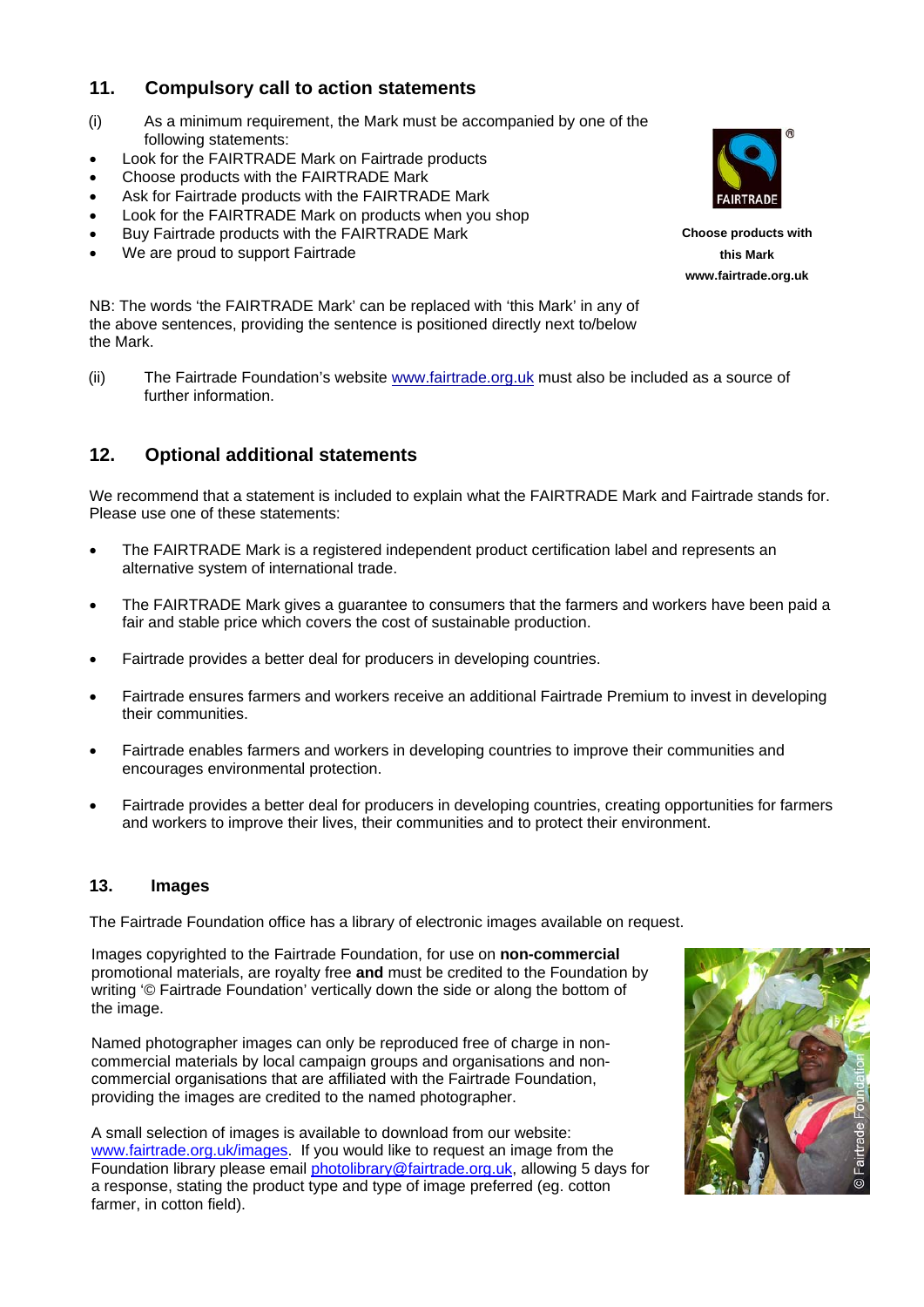## 11. Compulsory call to action statements

(i) As a minimum requirement, the Mark must be accompanied by one of the following statements:

- Look for the FAIRTRADE Mark on Fairtrade products
- Choose products with the FAIRTRADE Mark
- Ask for Fairtrade products with the FAIRTRADE Mark
- Look for the FAIRTRADE Mark on products when you shop
- Buy Fairtrade products with the FAIRTRADE Mark
- We are proud to support Fairtrade

FAIRTRADE

**Choose products with this Mark**
**www.fairtrade.org.uk**

NB: The words 'the FAIRTRADE Mark' can be replaced with 'this Mark' in any of the above sentences, providing the sentence is positioned directly next to/below the Mark.

(ii) The Fairtrade Foundation's website www.fairtrade.org.uk must also be included as a source of further information.

## 12. Optional additional statements

We recommend that a statement is included to explain what the FAIRTRADE Mark and Fairtrade stands for. Please use one of these statements:

- The FAIRTRADE Mark is a registered independent product certification label and represents an alternative system of international trade.
- The FAIRTRADE Mark gives a guarantee to consumers that the farmers and workers have been paid a fair and stable price which covers the cost of sustainable production.
- Fairtrade provides a better deal for producers in developing countries.
- Fairtrade ensures farmers and workers receive an additional Fairtrade Premium to invest in developing their communities.
- Fairtrade enables farmers and workers in developing countries to improve their communities and encourages environmental protection.
- Fairtrade provides a better deal for producers in developing countries, creating opportunities for farmers and workers to improve their lives, their communities and to protect their environment.

### 13. Images

The Fairtrade Foundation office has a library of electronic images available on request.

Images copyrighted to the Fairtrade Foundation, for use on **non-commercial** promotional materials, are royalty free **and** must be credited to the Foundation by writing '© Fairtrade Foundation' vertically down the side or along the bottom of the image.

Named photographer images can only be reproduced free of charge in non-commercial materials by local campaign groups and organisations and non-commercial organisations that are affiliated with the Fairtrade Foundation, providing the images are credited to the named photographer.

A small selection of images is available to download from our website: www.fairtrade.org.uk/images. If you would like to request an image from the Foundation library please email photolibrary@fairtrade.org.uk, allowing 5 days for a response, stating the product type and type of image preferred (eg. cotton farmer, in cotton field).

© Fairtrade Foundation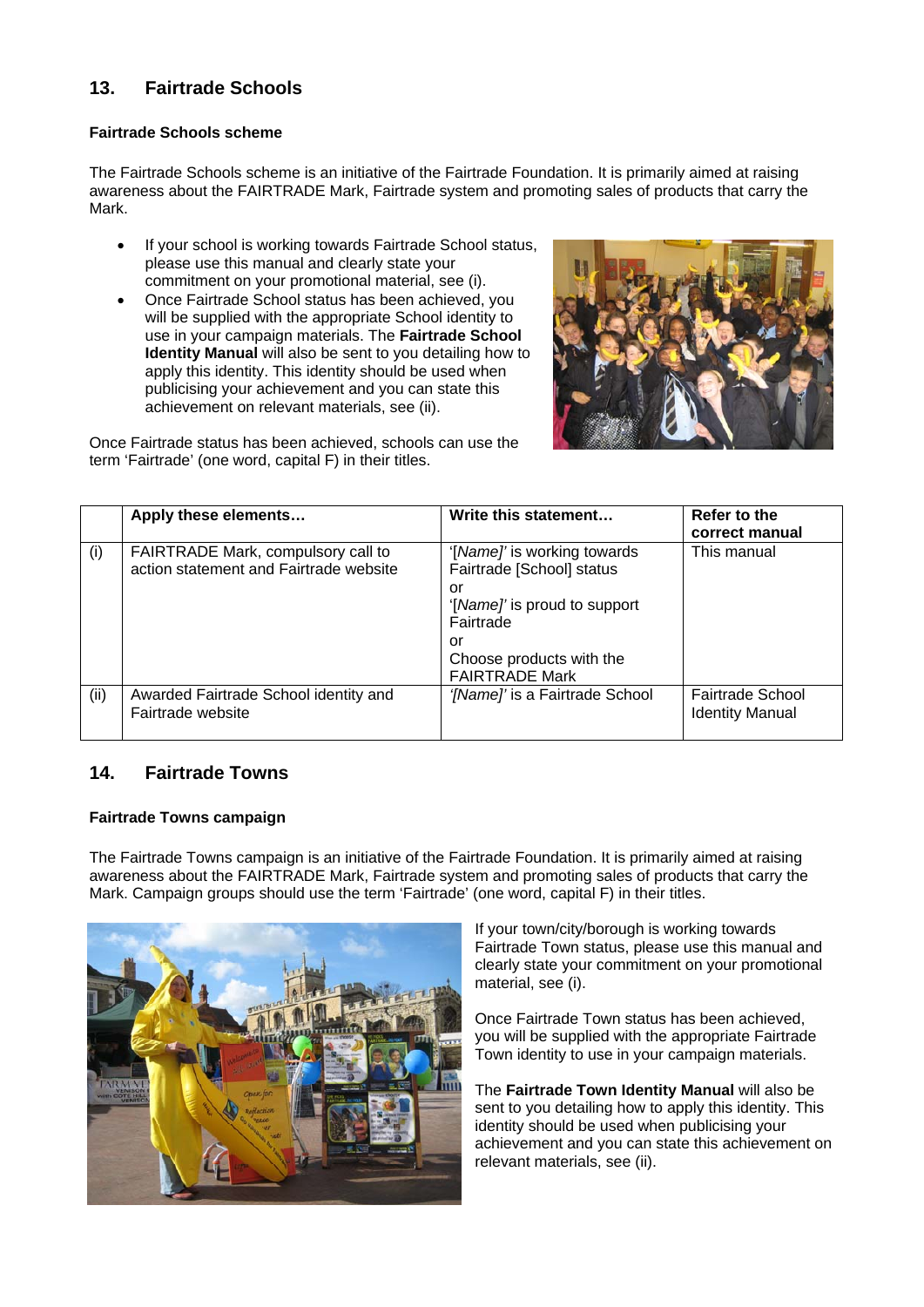## 13. Fairtrade Schools

### Fairtrade Schools scheme

The Fairtrade Schools scheme is an initiative of the Fairtrade Foundation. It is primarily aimed at raising awareness about the FAIRTRADE Mark, Fairtrade system and promoting sales of products that carry the Mark.

- If your school is working towards Fairtrade School status, please use this manual and clearly state your commitment on your promotional material, see (i).
- Once Fairtrade School status has been achieved, you will be supplied with the appropriate School identity to use in your campaign materials. The **Fairtrade School Identity Manual** will also be sent to you detailing how to apply this identity. This identity should be used when publicising your achievement and you can state this achievement on relevant materials, see (ii).

Once Fairtrade status has been achieved, schools can use the term 'Fairtrade' (one word, capital F) in their titles.

| | Apply these elements… | Write this statement… | Refer to the correct manual |
|---|---|---|---|
| (i) | FAIRTRADE Mark, compulsory call to action statement and Fairtrade website | '[*Name*]' is working towards Fairtrade [School] status<br>or<br>'[*Name*]' is proud to support Fairtrade<br>or<br>Choose products with the FAIRTRADE Mark | This manual |
| (ii) | Awarded Fairtrade School identity and Fairtrade website | *'[Name]'* is a Fairtrade School | Fairtrade School Identity Manual |

## 14. Fairtrade Towns

### Fairtrade Towns campaign

The Fairtrade Towns campaign is an initiative of the Fairtrade Foundation. It is primarily aimed at raising awareness about the FAIRTRADE Mark, Fairtrade system and promoting sales of products that carry the Mark. Campaign groups should use the term 'Fairtrade' (one word, capital F) in their titles.

If your town/city/borough is working towards Fairtrade Town status, please use this manual and clearly state your commitment on your promotional material, see (i).

Once Fairtrade Town status has been achieved, you will be supplied with the appropriate Fairtrade Town identity to use in your campaign materials.

The **Fairtrade Town Identity Manual** will also be sent to you detailing how to apply this identity. This identity should be used when publicising your achievement and you can state this achievement on relevant materials, see (ii).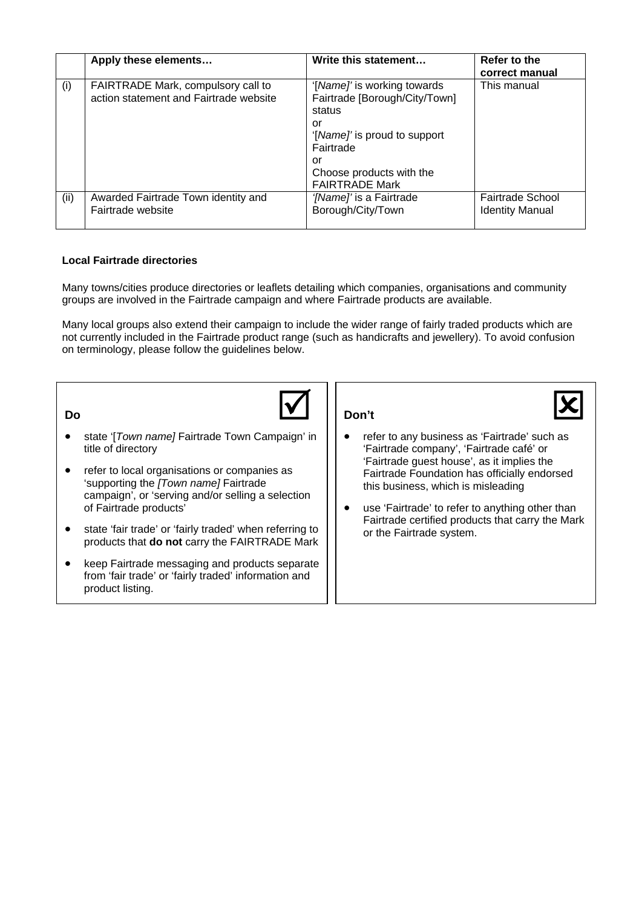| | Apply these elements… | Write this statement… | Refer to the correct manual |
|---|---|---|---|
| (i) | FAIRTRADE Mark, compulsory call to action statement and Fairtrade website | '[*Name]*' is working towards Fairtrade [Borough/City/Town] status<br>or<br>'[*Name]*' is proud to support Fairtrade<br>or<br>Choose products with the FAIRTRADE Mark | This manual |
| (ii) | Awarded Fairtrade Town identity and Fairtrade website | *'[Name]'* is a Fairtrade Borough/City/Town | Fairtrade School Identity Manual |

**Local Fairtrade directories**

Many towns/cities produce directories or leaflets detailing which companies, organisations and community groups are involved in the Fairtrade campaign and where Fairtrade products are available.

Many local groups also extend their campaign to include the wider range of fairly traded products which are not currently included in the Fairtrade product range (such as handicrafts and jewellery). To avoid confusion on terminology, please follow the guidelines below.

**Do** ☑

- state '[*Town name]* Fairtrade Town Campaign' in title of directory
- refer to local organisations or companies as 'supporting the *[Town name]* Fairtrade campaign', or 'serving and/or selling a selection of Fairtrade products'
- state 'fair trade' or 'fairly traded' when referring to products that **do not** carry the FAIRTRADE Mark
- keep Fairtrade messaging and products separate from 'fair trade' or 'fairly traded' information and product listing.

**Don't** ☒

- refer to any business as 'Fairtrade' such as 'Fairtrade company', 'Fairtrade café' or 'Fairtrade guest house', as it implies the Fairtrade Foundation has officially endorsed this business, which is misleading
- use 'Fairtrade' to refer to anything other than Fairtrade certified products that carry the Mark or the Fairtrade system.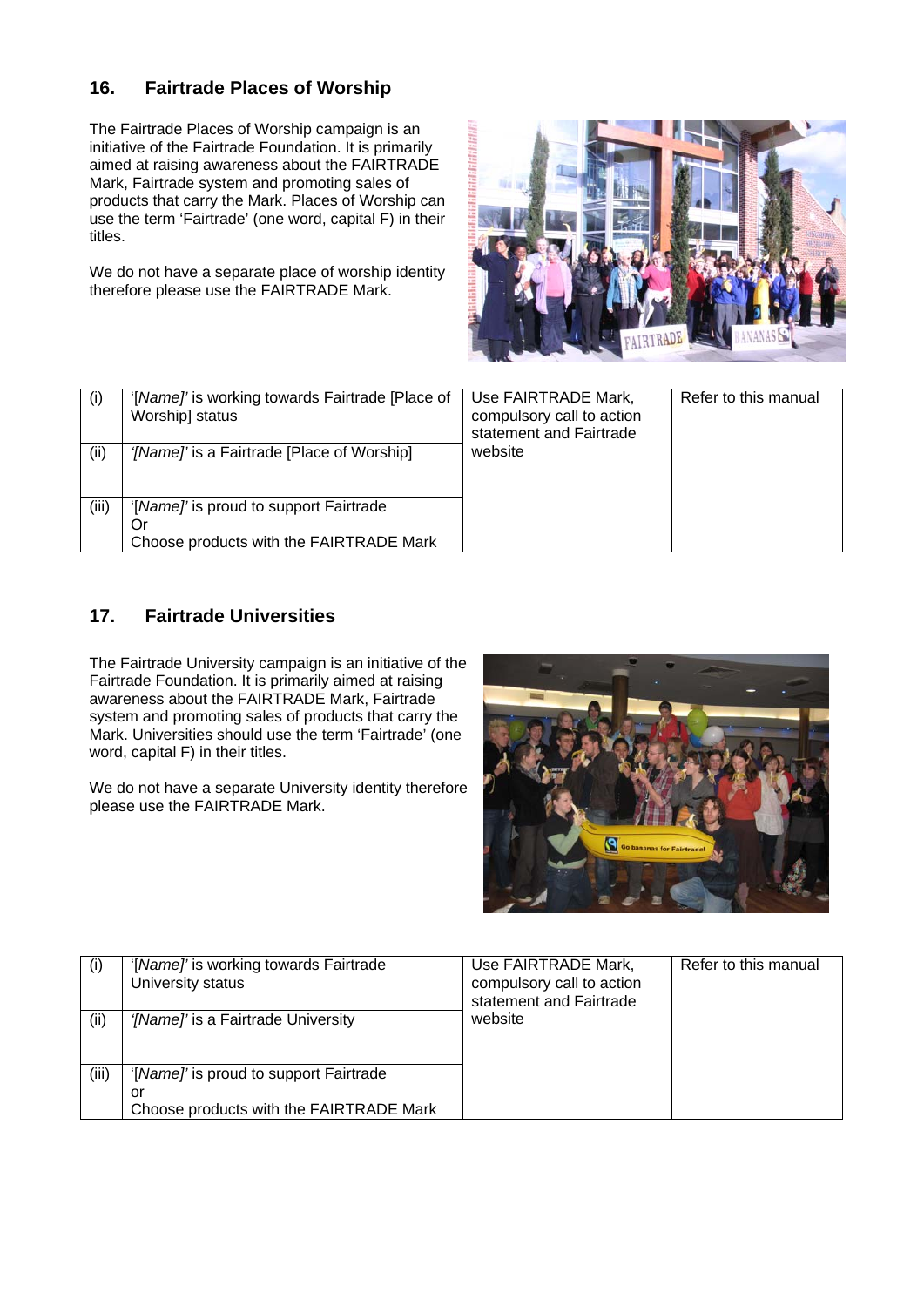## 16. Fairtrade Places of Worship

The Fairtrade Places of Worship campaign is an initiative of the Fairtrade Foundation. It is primarily aimed at raising awareness about the FAIRTRADE Mark, Fairtrade system and promoting sales of products that carry the Mark. Places of Worship can use the term 'Fairtrade' (one word, capital F) in their titles.

We do not have a separate place of worship identity therefore please use the FAIRTRADE Mark.

| | | | |
|---|---|---|---|
| (i) | '*[Name]*' is working towards Fairtrade [Place of Worship] status | Use FAIRTRADE Mark, compulsory call to action statement and Fairtrade website | Refer to this manual |
| (ii) | *'[Name]'* is a Fairtrade [Place of Worship] | | |
| (iii) | '*[Name]*' is proud to support Fairtrade<br>Or<br>Choose products with the FAIRTRADE Mark | | |

## 17. Fairtrade Universities

The Fairtrade University campaign is an initiative of the Fairtrade Foundation. It is primarily aimed at raising awareness about the FAIRTRADE Mark, Fairtrade system and promoting sales of products that carry the Mark. Universities should use the term 'Fairtrade' (one word, capital F) in their titles.

We do not have a separate University identity therefore please use the FAIRTRADE Mark.

| | | | |
|---|---|---|---|
| (i) | '*[Name]*' is working towards Fairtrade University status | Use FAIRTRADE Mark, compulsory call to action statement and Fairtrade website | Refer to this manual |
| (ii) | *'[Name]'* is a Fairtrade University | | |
| (iii) | '*[Name]*' is proud to support Fairtrade<br>or<br>Choose products with the FAIRTRADE Mark | | |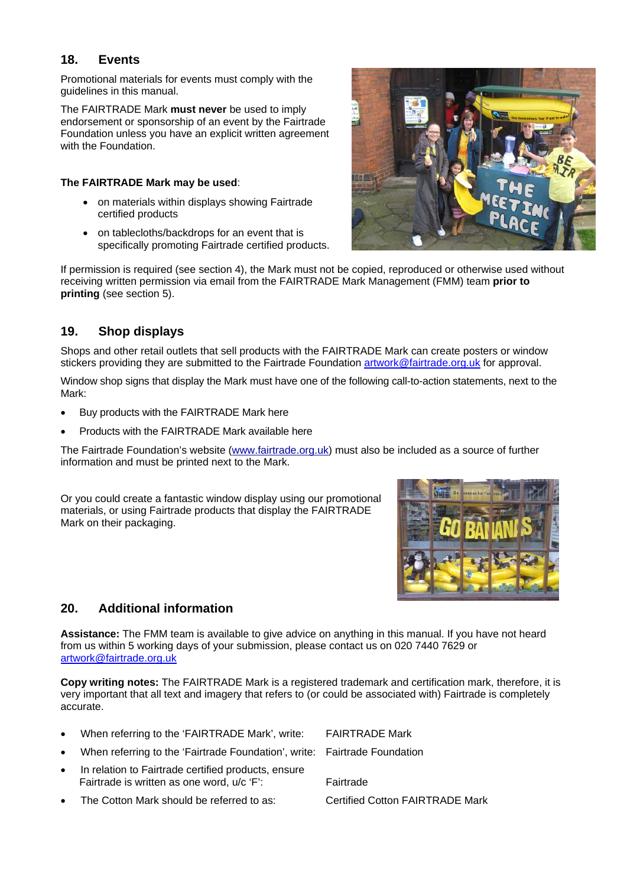## 18. Events

Promotional materials for events must comply with the guidelines in this manual.

The FAIRTRADE Mark **must never** be used to imply endorsement or sponsorship of an event by the Fairtrade Foundation unless you have an explicit written agreement with the Foundation.

**The FAIRTRADE Mark may be used**:

- on materials within displays showing Fairtrade certified products
- on tablecloths/backdrops for an event that is specifically promoting Fairtrade certified products.

If permission is required (see section 4), the Mark must not be copied, reproduced or otherwise used without receiving written permission via email from the FAIRTRADE Mark Management (FMM) team **prior to printing** (see section 5).

## 19. Shop displays

Shops and other retail outlets that sell products with the FAIRTRADE Mark can create posters or window stickers providing they are submitted to the Fairtrade Foundation artwork@fairtrade.org.uk for approval.

Window shop signs that display the Mark must have one of the following call-to-action statements, next to the Mark:

- Buy products with the FAIRTRADE Mark here
- Products with the FAIRTRADE Mark available here

The Fairtrade Foundation's website (www.fairtrade.org.uk) must also be included as a source of further information and must be printed next to the Mark.

Or you could create a fantastic window display using our promotional materials, or using Fairtrade products that display the FAIRTRADE Mark on their packaging.

## 20. Additional information

**Assistance:** The FMM team is available to give advice on anything in this manual. If you have not heard from us within 5 working days of your submission, please contact us on 020 7440 7629 or artwork@fairtrade.org.uk

**Copy writing notes:** The FAIRTRADE Mark is a registered trademark and certification mark, therefore, it is very important that all text and imagery that refers to (or could be associated with) Fairtrade is completely accurate.

- When referring to the 'FAIRTRADE Mark', write: FAIRTRADE Mark
- When referring to the 'Fairtrade Foundation', write: Fairtrade Foundation
- In relation to Fairtrade certified products, ensure Fairtrade is written as one word, u/c 'F': Fairtrade
- The Cotton Mark should be referred to as: Certified Cotton FAIRTRADE Mark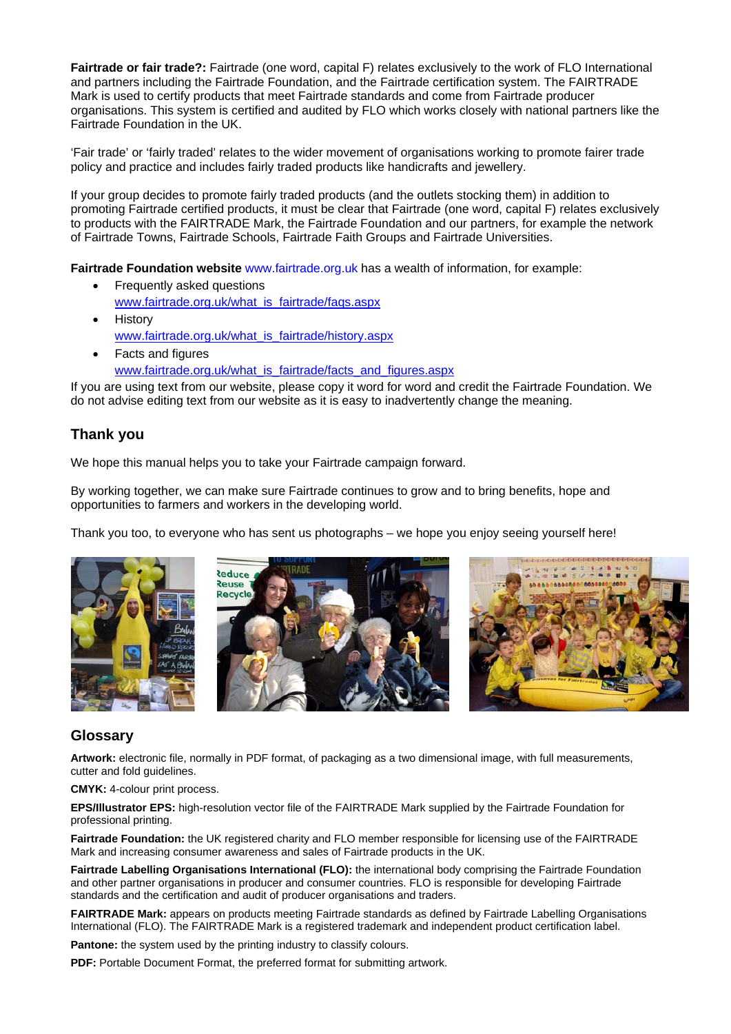**Fairtrade or fair trade?:** Fairtrade (one word, capital F) relates exclusively to the work of FLO International and partners including the Fairtrade Foundation, and the Fairtrade certification system. The FAIRTRADE Mark is used to certify products that meet Fairtrade standards and come from Fairtrade producer organisations. This system is certified and audited by FLO which works closely with national partners like the Fairtrade Foundation in the UK.

'Fair trade' or 'fairly traded' relates to the wider movement of organisations working to promote fairer trade policy and practice and includes fairly traded products like handicrafts and jewellery.

If your group decides to promote fairly traded products (and the outlets stocking them) in addition to promoting Fairtrade certified products, it must be clear that Fairtrade (one word, capital F) relates exclusively to products with the FAIRTRADE Mark, the Fairtrade Foundation and our partners, for example the network of Fairtrade Towns, Fairtrade Schools, Fairtrade Faith Groups and Fairtrade Universities.

**Fairtrade Foundation website** www.fairtrade.org.uk has a wealth of information, for example:

- Frequently asked questions
  www.fairtrade.org.uk/what_is_fairtrade/faqs.aspx
- History
  www.fairtrade.org.uk/what_is_fairtrade/history.aspx
- Facts and figures
  www.fairtrade.org.uk/what_is_fairtrade/facts_and_figures.aspx

If you are using text from our website, please copy it word for word and credit the Fairtrade Foundation. We do not advise editing text from our website as it is easy to inadvertently change the meaning.

## Thank you

We hope this manual helps you to take your Fairtrade campaign forward.

By working together, we can make sure Fairtrade continues to grow and to bring benefits, hope and opportunities to farmers and workers in the developing world.

Thank you too, to everyone who has sent us photographs – we hope you enjoy seeing yourself here!

## Glossary

**Artwork:** electronic file, normally in PDF format, of packaging as a two dimensional image, with full measurements, cutter and fold guidelines.

**CMYK:** 4-colour print process.

**EPS/Illustrator EPS:** high-resolution vector file of the FAIRTRADE Mark supplied by the Fairtrade Foundation for professional printing.

**Fairtrade Foundation:** the UK registered charity and FLO member responsible for licensing use of the FAIRTRADE Mark and increasing consumer awareness and sales of Fairtrade products in the UK.

**Fairtrade Labelling Organisations International (FLO):** the international body comprising the Fairtrade Foundation and other partner organisations in producer and consumer countries. FLO is responsible for developing Fairtrade standards and the certification and audit of producer organisations and traders.

**FAIRTRADE Mark:** appears on products meeting Fairtrade standards as defined by Fairtrade Labelling Organisations International (FLO). The FAIRTRADE Mark is a registered trademark and independent product certification label.

**Pantone:** the system used by the printing industry to classify colours.

**PDF:** Portable Document Format, the preferred format for submitting artwork.